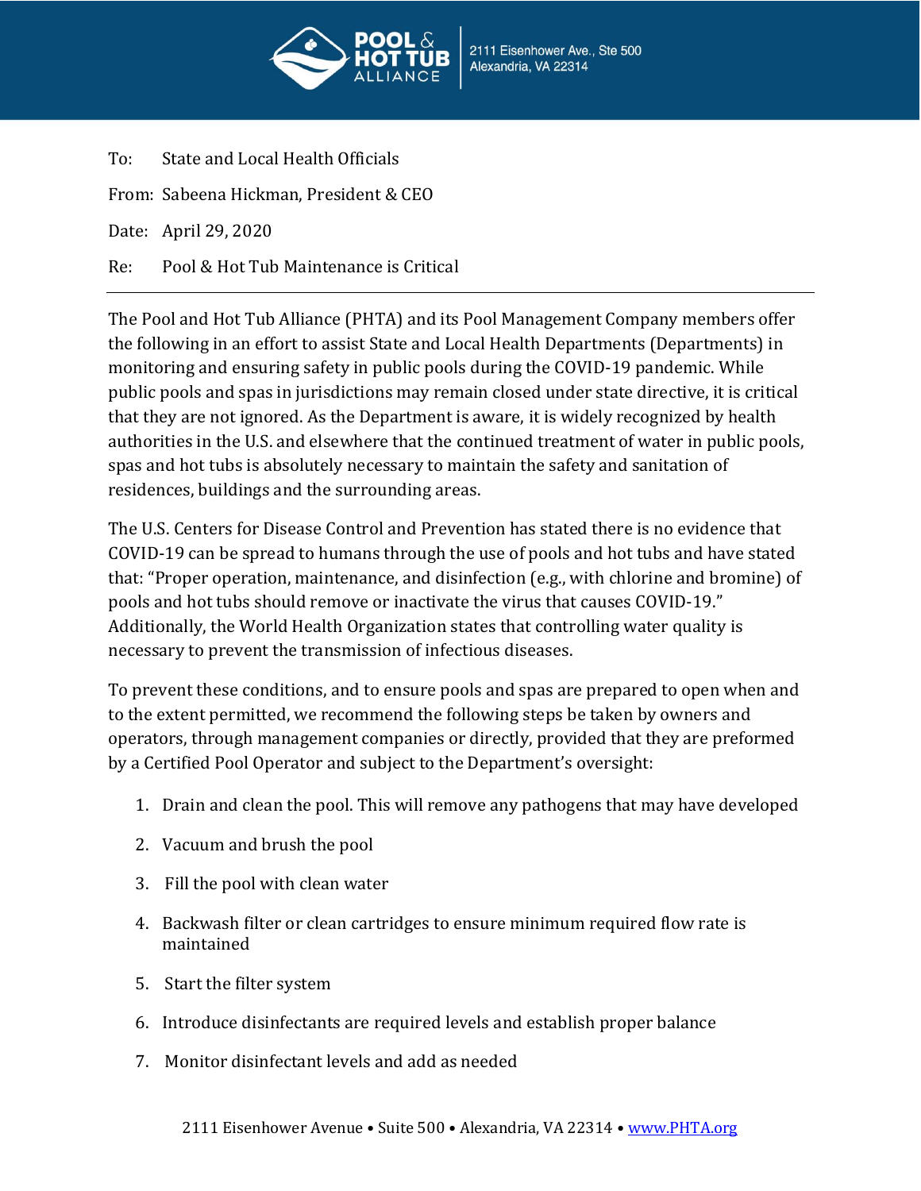POOL & HOT TUB ALLIANCE
2111 Eisenhower Ave., Ste 500
Alexandria, VA 22314

To: State and Local Health Officials

From: Sabeena Hickman, President & CEO

Date: April 29, 2020

Re: Pool & Hot Tub Maintenance is Critical

---

The Pool and Hot Tub Alliance (PHTA) and its Pool Management Company members offer the following in an effort to assist State and Local Health Departments (Departments) in monitoring and ensuring safety in public pools during the COVID-19 pandemic. While public pools and spas in jurisdictions may remain closed under state directive, it is critical that they are not ignored. As the Department is aware, it is widely recognized by health authorities in the U.S. and elsewhere that the continued treatment of water in public pools, spas and hot tubs is absolutely necessary to maintain the safety and sanitation of residences, buildings and the surrounding areas.

The U.S. Centers for Disease Control and Prevention has stated there is no evidence that COVID-19 can be spread to humans through the use of pools and hot tubs and have stated that: "Proper operation, maintenance, and disinfection (e.g., with chlorine and bromine) of pools and hot tubs should remove or inactivate the virus that causes COVID-19." Additionally, the World Health Organization states that controlling water quality is necessary to prevent the transmission of infectious diseases.

To prevent these conditions, and to ensure pools and spas are prepared to open when and to the extent permitted, we recommend the following steps be taken by owners and operators, through management companies or directly, provided that they are preformed by a Certified Pool Operator and subject to the Department's oversight:

1. Drain and clean the pool. This will remove any pathogens that may have developed
2. Vacuum and brush the pool
3. Fill the pool with clean water
4. Backwash filter or clean cartridges to ensure minimum required flow rate is maintained
5. Start the filter system
6. Introduce disinfectants are required levels and establish proper balance
7. Monitor disinfectant levels and add as needed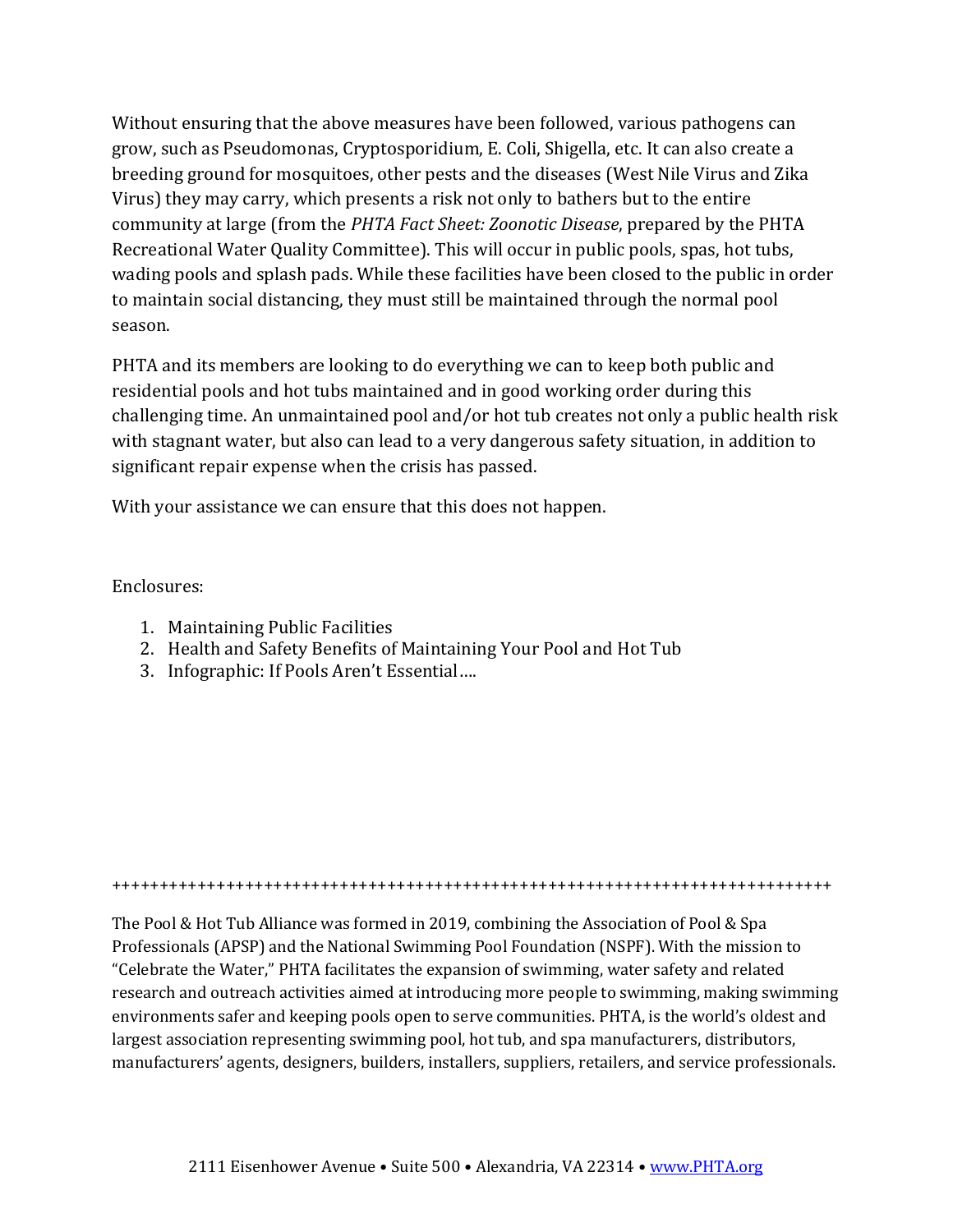Without ensuring that the above measures have been followed, various pathogens can grow, such as Pseudomonas, Cryptosporidium, E. Coli, Shigella, etc. It can also create a breeding ground for mosquitoes, other pests and the diseases (West Nile Virus and Zika Virus) they may carry, which presents a risk not only to bathers but to the entire community at large (from the *PHTA Fact Sheet: Zoonotic Disease*, prepared by the PHTA Recreational Water Quality Committee). This will occur in public pools, spas, hot tubs, wading pools and splash pads. While these facilities have been closed to the public in order to maintain social distancing, they must still be maintained through the normal pool season.

PHTA and its members are looking to do everything we can to keep both public and residential pools and hot tubs maintained and in good working order during this challenging time. An unmaintained pool and/or hot tub creates not only a public health risk with stagnant water, but also can lead to a very dangerous safety situation, in addition to significant repair expense when the crisis has passed.

With your assistance we can ensure that this does not happen.

Enclosures:

1. Maintaining Public Facilities
2. Health and Safety Benefits of Maintaining Your Pool and Hot Tub
3. Infographic: If Pools Aren't Essential….

++++++++++++++++++++++++++++++++++++++++++++++++++++++++++++++++++++++++++++++

The Pool & Hot Tub Alliance was formed in 2019, combining the Association of Pool & Spa Professionals (APSP) and the National Swimming Pool Foundation (NSPF). With the mission to "Celebrate the Water," PHTA facilitates the expansion of swimming, water safety and related research and outreach activities aimed at introducing more people to swimming, making swimming environments safer and keeping pools open to serve communities. PHTA, is the world's oldest and largest association representing swimming pool, hot tub, and spa manufacturers, distributors, manufacturers' agents, designers, builders, installers, suppliers, retailers, and service professionals.

2111 Eisenhower Avenue • Suite 500 • Alexandria, VA 22314 • www.PHTA.org